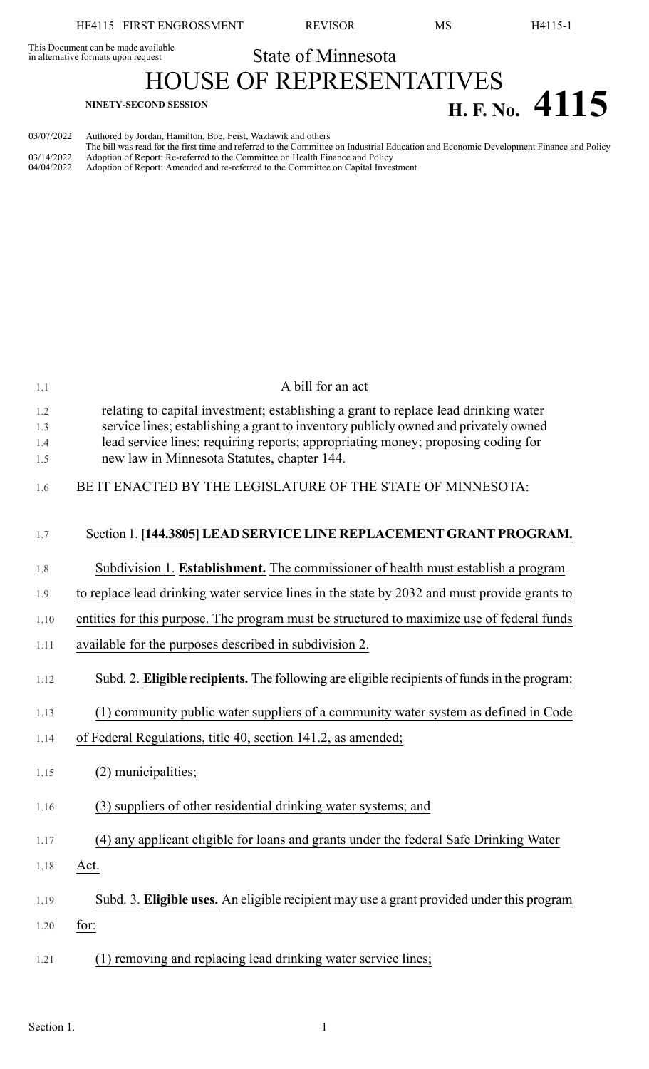This Document can be made available in alternative formats upon request

State of Minnesota

# HOUSE OF REPRESENTATIVES

NINETY-SECOND SESSION

# H. F. No. 4115

03/07/2022 Authored by Jordan, Hamilton, Boe, Feist, Wazlawik and others
The bill was read for the first time and referred to the Committee on Industrial Education and Economic Development Finance and Policy
03/14/2022 Adoption of Report: Re-referred to the Committee on Health Finance and Policy
04/04/2022 Adoption of Report: Amended and re-referred to the Committee on Capital Investment

A bill for an act

relating to capital investment; establishing a grant to replace lead drinking water service lines; establishing a grant to inventory publicly owned and privately owned lead service lines; requiring reports; appropriating money; proposing coding for new law in Minnesota Statutes, chapter 144.

BE IT ENACTED BY THE LEGISLATURE OF THE STATE OF MINNESOTA:

Section 1. **[144.3805] LEAD SERVICE LINE REPLACEMENT GRANT PROGRAM.**

Subdivision 1. **Establishment.** The commissioner of health must establish a program to replace lead drinking water service lines in the state by 2032 and must provide grants to entities for this purpose. The program must be structured to maximize use of federal funds available for the purposes described in subdivision 2.

Subd. 2. **Eligible recipients.** The following are eligible recipients of funds in the program:

(1) community public water suppliers of a community water system as defined in Code of Federal Regulations, title 40, section 141.2, as amended;

(2) municipalities;

(3) suppliers of other residential drinking water systems; and

(4) any applicant eligible for loans and grants under the federal Safe Drinking Water Act.

Subd. 3. **Eligible uses.** An eligible recipient may use a grant provided under this program for:

(1) removing and replacing lead drinking water service lines;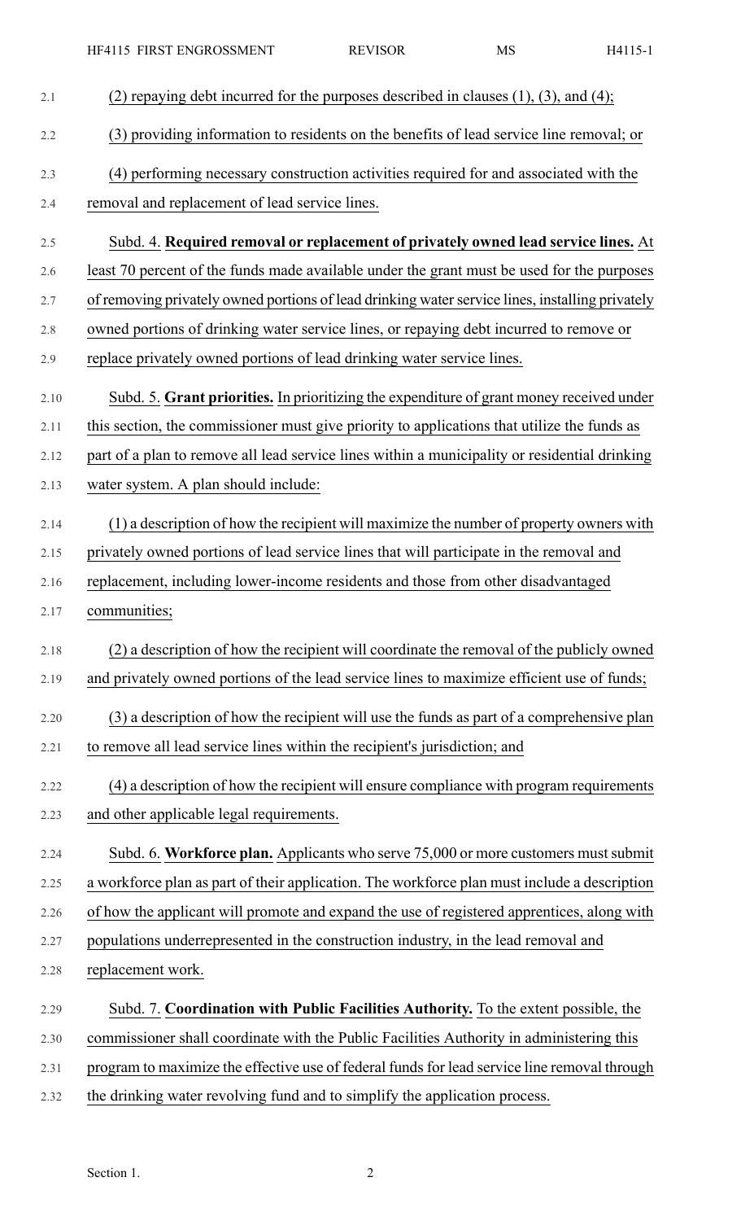(2) repaying debt incurred for the purposes described in clauses (1), (3), and (4);

(3) providing information to residents on the benefits of lead service line removal; or

(4) performing necessary construction activities required for and associated with the removal and replacement of lead service lines.

Subd. 4. **Required removal or replacement of privately owned lead service lines.** At least 70 percent of the funds made available under the grant must be used for the purposes of removing privately owned portions of lead drinking water service lines, installing privately owned portions of drinking water service lines, or repaying debt incurred to remove or replace privately owned portions of lead drinking water service lines.

Subd. 5. **Grant priorities.** In prioritizing the expenditure of grant money received under this section, the commissioner must give priority to applications that utilize the funds as part of a plan to remove all lead service lines within a municipality or residential drinking water system. A plan should include:

(1) a description of how the recipient will maximize the number of property owners with privately owned portions of lead service lines that will participate in the removal and replacement, including lower-income residents and those from other disadvantaged communities;

(2) a description of how the recipient will coordinate the removal of the publicly owned and privately owned portions of the lead service lines to maximize efficient use of funds;

(3) a description of how the recipient will use the funds as part of a comprehensive plan to remove all lead service lines within the recipient's jurisdiction; and

(4) a description of how the recipient will ensure compliance with program requirements and other applicable legal requirements.

Subd. 6. **Workforce plan.** Applicants who serve 75,000 or more customers must submit a workforce plan as part of their application. The workforce plan must include a description of how the applicant will promote and expand the use of registered apprentices, along with populations underrepresented in the construction industry, in the lead removal and replacement work.

Subd. 7. **Coordination with Public Facilities Authority.** To the extent possible, the commissioner shall coordinate with the Public Facilities Authority in administering this program to maximize the effective use of federal funds for lead service line removal through the drinking water revolving fund and to simplify the application process.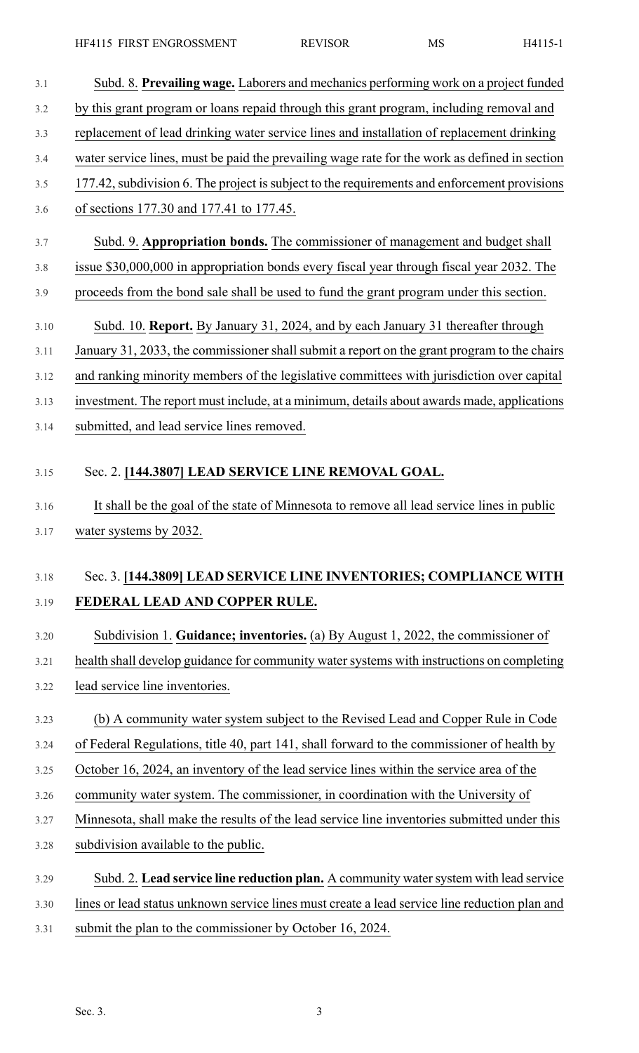Subd. 8. **Prevailing wage.** Laborers and mechanics performing work on a project funded by this grant program or loans repaid through this grant program, including removal and replacement of lead drinking water service lines and installation of replacement drinking water service lines, must be paid the prevailing wage rate for the work as defined in section 177.42, subdivision 6. The project is subject to the requirements and enforcement provisions of sections 177.30 and 177.41 to 177.45.

Subd. 9. **Appropriation bonds.** The commissioner of management and budget shall issue $30,000,000 in appropriation bonds every fiscal year through fiscal year 2032. The proceeds from the bond sale shall be used to fund the grant program under this section.

Subd. 10. **Report.** By January 31, 2024, and by each January 31 thereafter through January 31, 2033, the commissioner shall submit a report on the grant program to the chairs and ranking minority members of the legislative committees with jurisdiction over capital investment. The report must include, at a minimum, details about awards made, applications submitted, and lead service lines removed.

Sec. 2. **[144.3807] LEAD SERVICE LINE REMOVAL GOAL.**

It shall be the goal of the state of Minnesota to remove all lead service lines in public water systems by 2032.

Sec. 3. **[144.3809] LEAD SERVICE LINE INVENTORIES; COMPLIANCE WITH FEDERAL LEAD AND COPPER RULE.**

Subdivision 1. **Guidance; inventories.** (a) By August 1, 2022, the commissioner of health shall develop guidance for community water systems with instructions on completing lead service line inventories.

(b) A community water system subject to the Revised Lead and Copper Rule in Code of Federal Regulations, title 40, part 141, shall forward to the commissioner of health by October 16, 2024, an inventory of the lead service lines within the service area of the community water system. The commissioner, in coordination with the University of Minnesota, shall make the results of the lead service line inventories submitted under this subdivision available to the public.

Subd. 2. **Lead service line reduction plan.** A community water system with lead service lines or lead status unknown service lines must create a lead service line reduction plan and submit the plan to the commissioner by October 16, 2024.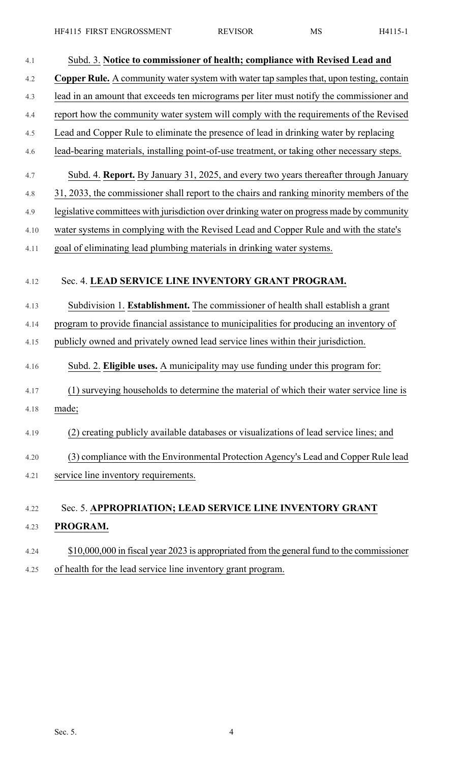Subd. 3. **Notice to commissioner of health; compliance with Revised Lead and Copper Rule.** A community water system with water tap samples that, upon testing, contain lead in an amount that exceeds ten micrograms per liter must notify the commissioner and report how the community water system will comply with the requirements of the Revised Lead and Copper Rule to eliminate the presence of lead in drinking water by replacing lead-bearing materials, installing point-of-use treatment, or taking other necessary steps.

Subd. 4. **Report.** By January 31, 2025, and every two years thereafter through January 31, 2033, the commissioner shall report to the chairs and ranking minority members of the legislative committees with jurisdiction over drinking water on progress made by community water systems in complying with the Revised Lead and Copper Rule and with the state's goal of eliminating lead plumbing materials in drinking water systems.

Sec. 4. **LEAD SERVICE LINE INVENTORY GRANT PROGRAM.**

Subdivision 1. **Establishment.** The commissioner of health shall establish a grant program to provide financial assistance to municipalities for producing an inventory of publicly owned and privately owned lead service lines within their jurisdiction.

Subd. 2. **Eligible uses.** A municipality may use funding under this program for:

(1) surveying households to determine the material of which their water service line is made;

(2) creating publicly available databases or visualizations of lead service lines; and

(3) compliance with the Environmental Protection Agency's Lead and Copper Rule lead service line inventory requirements.

Sec. 5. **APPROPRIATION; LEAD SERVICE LINE INVENTORY GRANT PROGRAM.**

$10,000,000 in fiscal year 2023 is appropriated from the general fund to the commissioner of health for the lead service line inventory grant program.